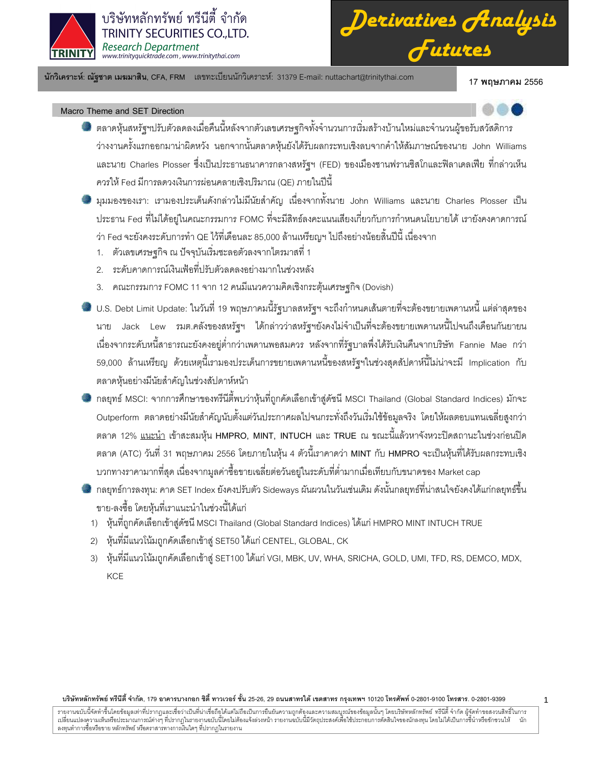บริษัทหลักทรัพย์ ทรีนีตี้ จำกัด
TRINITY SECURITIES CO.,LTD.
*Research Department*
www.trinityquicktrade.com , www.trinitythai.com

# Derivatives Analysis Futures

**นักวิเคราะห์: ณัฐชาต เมฆมาสิน**, CFA, FRM เลขทะเบียนนักวิเคราะห์: 31379 E-mail: nuttachart@trinitythai.com

**17 พฤษภาคม** 2556

## Macro Theme and SET Direction

- ตลาดหุ้นสหรัฐฯปรับตัวลดลงเมื่อคืนนี้หลังจากตัวเลขเศรษฐกิจทั้งจำนวนการเริ่มสร้างบ้านใหม่และจำนวนผู้ขอรับสวัสดิการว่างงานครั้งแรกออกมาน่าผิดหวัง นอกจากนั้นตลาดหุ้นยังได้รับผลกระทบเชิงลบจากคำให้สัมภาษณ์ของนาย John Williams และนาย Charles Plosser ซึ่งเป็นประธานธนาคารกลางสหรัฐฯ (FED) ของเมืองซานฟรานซิสโกและฟิลาเดลเฟีย ที่กล่าวเห็นควรให้ Fed มีการลดวงเงินการผ่อนคลายเชิงปริมาณ (QE) ภายในปีนี้
- มุมมองของเรา: เรามองประเด็นดังกล่าวไม่มีนัยสำคัญ เนื่องจากทั้งนาย John Williams และนาย Charles Plosser เป็นประธาน Fed ที่ไม่ได้อยู่ในคณะกรรมการ FOMC ที่จะมีสิทธิ์ลงคะแนนเสียงเกี่ยวกับการกำหนดนโยบายได้ เรายังคงคาดการณ์ว่า Fed จะยังคงระดับการทำ QE ไว้ที่เดือนละ 85,000 ล้านเหรียญฯ ไปถึงอย่างน้อยสิ้นปีนี้ เนื่องจาก
  1. ตัวเลขเศรษฐกิจ ณ ปัจจุบันเริ่มชะลอตัวลงจากไตรมาสที่ 1
  2. ระดับคาดการณ์เงินเฟ้อที่ปรับตัวลดลงอย่างมากในช่วงหลัง
  3. คณะกรรมการ FOMC 11 จาก 12 คนมีแนวความคิดเชิงกระตุ้นเศรษฐกิจ (Dovish)
- U.S. Debt Limit Update: ในวันที่ 19 พฤษภาคมนี้รัฐบาลสหรัฐฯ จะถึงกำหนดเส้นตายที่จะต้องขยายเพดานหนี้ แต่ล่าสุดของนาย Jack Lew รมต.คลังของสหรัฐฯ ได้กล่าวว่าสหรัฐฯยังคงไม่จำเป็นที่จะต้องขยายเพดานหนี้ไปจนถึงเดือนกันยายน เนื่องจากระดับหนี้สาธารณะยังคงอยู่ต่ำกว่าเพดานพอสมควร หลังจากที่รัฐบาลพึ่งได้รับเงินคืนจากบริษัท Fannie Mae กว่า 59,000 ล้านเหรียญ ด้วยเหตุนี้เรามองประเด็นการขยายเพดานหนี้ของสหรัฐฯในช่วงสุดสัปดาห์นี้ไม่น่าจะมี Implication กับตลาดหุ้นอย่างมีนัยสำคัญในช่วงสัปดาห์หน้า
- กลยุทธ์ MSCI: จากการศึกษาของทรีนีตี้พบว่าหุ้นที่ถูกคัดเลือกเข้าสู่ดัชนี MSCI Thailand (Global Standard Indices) มักจะ Outperform ตลาดอย่างมีนัยสำคัญนับตั้งแต่วันประกาศผลไปจนกระทั่งถึงวันเริ่มใช้ข้อมูลจริง โดยให้ผลตอบแทนเฉลี่ยสูงกว่าตลาด 12% แนะนำ เข้าสะสมหุ้น **HMPRO, MINT, INTUCH** และ **TRUE** ณ ขณะนี้แล้วหาจังหวะปิดสถานะในช่วงก่อนปิดตลาด (ATC) วันที่ 31 พฤษภาคม 2556 โดยภายในหุ้น 4 ตัวนี้เราคาดว่า **MINT** กับ **HMPRO** จะเป็นหุ้นที่ได้รับผลกระทบเชิงบวกทางราคามากที่สุด เนื่องจากมูลค่าซื้อขายเฉลี่ยต่อวันอยู่ในระดับที่ต่ำมากเมื่อเทียบกับขนาดของ Market cap
- กลยุทธ์การลงทุน: คาด SET Index ยังคงปรับตัว Sideways ผันผวนในวันเช่นเดิม ดังนั้นกลยุทธ์ที่น่าสนใจยังคงได้แก่กลยุทธ์ขึ้นขาย-ลงซื้อ โดยหุ้นที่เราแนะนำในช่วงนี้ได้แก่
  1) หุ้นที่ถูกคัดเลือกเข้าสู่ดัชนี MSCI Thailand (Global Standard Indices) ได้แก่ HMPRO MINT INTUCH TRUE
  2) หุ้นที่มีแนวโน้มถูกคัดเลือกเข้าสู่ SET50 ได้แก่ CENTEL, GLOBAL, CK
  3) หุ้นที่มีแนวโน้มถูกคัดเลือกเข้าสู่ SET100 ได้แก่ VGI, MBK, UV, WHA, SRICHA, GOLD, UMI, TFD, RS, DEMCO, MDX, KCE

**บริษัทหลักทรัพย์ ทรีนีตี้ จำกัด**, 179 **อาคารบางกอก ซิตี้ ทาวเวอร์ ชั้น** 25-26, 29 **ถนนสาทรใต้ เขตสาทร กรุงเทพฯ** 10120 **โทรศัพท์** 0-2801-9100 **โทรสาร.** 0-2801-9399

รายงานฉบับนี้จัดทำขึ้นโดยข้อมูลเท่าที่ปรากฏและเชื่อว่าเป็นที่น่าเชื่อถือได้แต่ไม่ถือเป็นการยืนยันความถูกต้องและความสมบูรณ์ของข้อมูลนั้นๆ โดยบริษัทหลักทรัพย์ ทรีนีตี้ จำกัด ผู้จัดทำขอสงวนสิทธิ์ในการเปลี่ยนแปลงความเห็นหรือประมาณการณ์ต่างๆ ที่ปรากฏในรายงานฉบับนี้โดยไม่ต้องแจ้งล่วงหน้า รายงานฉบับนี้มีวัตถุประสงค์เพื่อใช้ประกอบการตัดสินใจของนักลงทุน โดยไม่ได้เป็นการชี้นำหรือชักชวนให้ นักลงทุนทำการซื้อหรือขาย หลักทรัพย์ หรือตราสารทางการเงินใดๆ ที่ปรากฏในรายงาน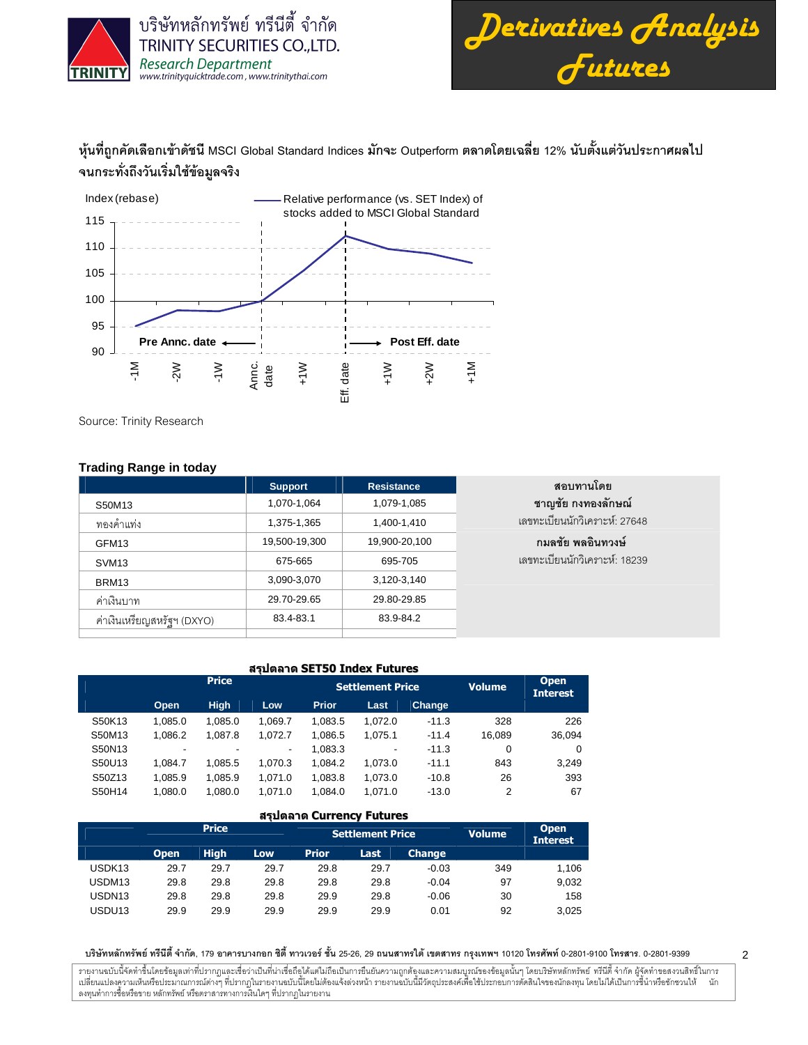หุ้นที่ถูกคัดเลือกเข้าดัชนี MSCI Global Standard Indices มักจะ Outperform ตลาดโดยเฉลี่ย 12% นับตั้งแต่วันประกาศผลไปจนกระทั่งถึงวันเริ่มใช้ข้อมูลจริง

Index (rebase) — Relative performance (vs. SET Index) of stocks added to MSCI Global Standard

Pre Annc. date ← | → Post Eff. date

-1M, -2W, -1W, Annc. date, +1W, Eff. date, +1W, +2W, +1M

Source: Trinity Research

### Trading Range in today

| | Support | Resistance |
|---|---|---|
| S50M13 | 1,070-1,064 | 1,079-1,085 |
| ทองคำแท่ง | 1,375-1,365 | 1,400-1,410 |
| GFM13 | 19,500-19,300 | 19,900-20,100 |
| SVM13 | 675-665 | 695-705 |
| BRM13 | 3,090-3,070 | 3,120-3,140 |
| ค่าเงินบาท | 29.70-29.65 | 29.80-29.85 |
| ค่าเงินเหรียญสหรัฐฯ (DXYO) | 83.4-83.1 | 83.9-84.2 |

สอบทานโดย
**ชาญชัย กงทองลักษณ์**
เลขทะเบียนนักวิเคราะห์: 27648
**กมลชัย พลอินทวงษ์**
เลขทะเบียนนักวิเคราะห์: 18239

### สรุปตลาด SET50 Index Futures

| | Price | | | Settlement Price | | | Volume | Open Interest |
|---|---|---|---|---|---|---|---|---|
| | Open | High | Low | Prior | Last | Change | | |
| S50K13 | 1,085.0 | 1,085.0 | 1,069.7 | 1,083.5 | 1,072.0 | -11.3 | 328 | 226 |
| S50M13 | 1,086.2 | 1,087.8 | 1,072.7 | 1,086.5 | 1,075.1 | -11.4 | 16,089 | 36,094 |
| S50N13 | - | - | - | 1,083.3 | - | -11.3 | 0 | 0 |
| S50U13 | 1,084.7 | 1,085.5 | 1,070.3 | 1,084.2 | 1,073.0 | -11.1 | 843 | 3,249 |
| S50Z13 | 1,085.9 | 1,085.9 | 1,071.0 | 1,083.8 | 1,073.0 | -10.8 | 26 | 393 |
| S50H14 | 1,080.0 | 1,080.0 | 1,071.0 | 1,084.0 | 1,071.0 | -13.0 | 2 | 67 |

### สรุปตลาด Currency Futures

| | Price | | | Settlement Price | | | Volume | Open Interest |
|---|---|---|---|---|---|---|---|---|
| | Open | High | Low | Prior | Last | Change | | |
| USDK13 | 29.7 | 29.7 | 29.7 | 29.8 | 29.7 | -0.03 | 349 | 1,106 |
| USDM13 | 29.8 | 29.8 | 29.8 | 29.8 | 29.8 | -0.04 | 97 | 9,032 |
| USDN13 | 29.8 | 29.8 | 29.8 | 29.9 | 29.8 | -0.06 | 30 | 158 |
| USDU13 | 29.9 | 29.9 | 29.9 | 29.9 | 29.9 | 0.01 | 92 | 3,025 |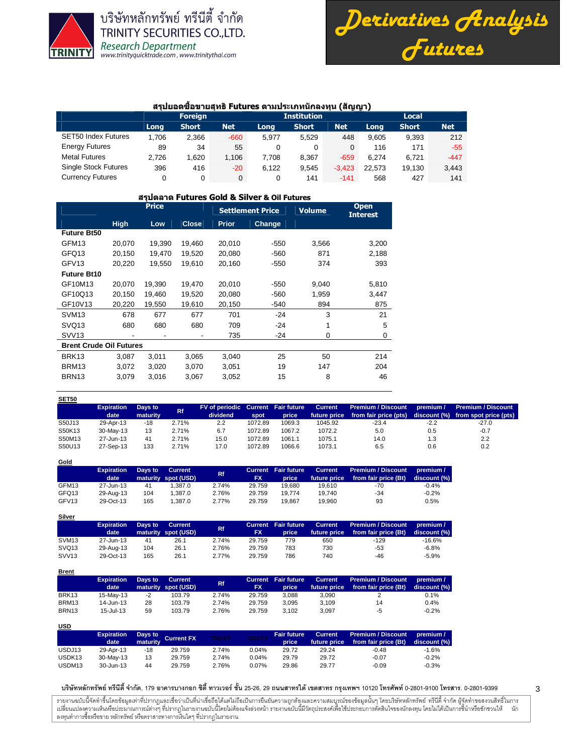บริษัทหลักทรัพย์ ทรีนีตี้ จำกัด
TRINITY SECURITIES CO.,LTD.
*Research Department*
www.trinityquicktrade.com , www.trinitythai.com

# Derivatives Analysis Futures

## สรุปยอดซื้อขายสุทธิ Futures ตามประเภทนักลงทุน (สัญญา)

| | Foreign | | | Institution | | | Local | | |
|---|---|---|---|---|---|---|---|---|---|
| | Long | Short | Net | Long | Short | Net | Long | Short | Net |
| SET50 Index Futures | 1,706 | 2,366 | -660 | 5,977 | 5,529 | 448 | 9,605 | 9,393 | 212 |
| Energy Futures | 89 | 34 | 55 | 0 | 0 | 0 | 116 | 171 | -55 |
| Metal Futures | 2,726 | 1,620 | 1,106 | 7,708 | 8,367 | -659 | 6,274 | 6,721 | -447 |
| Single Stock Futures | 396 | 416 | -20 | 6,122 | 9,545 | -3,423 | 22,573 | 19,130 | 3,443 |
| Currency Futures | 0 | 0 | 0 | 0 | 141 | -141 | 568 | 427 | 141 |

## สรุปตลาด Futures Gold & Silver & Oil Futures

| | Price | | | Settlement Price | | Volume | Open Interest |
|---|---|---|---|---|---|---|---|
| | High | Low | Close | Prior | Change | | |
| **Future Bt50** | | | | | | | |
| GFM13 | 20,070 | 19,390 | 19,460 | 20,010 | -550 | 3,566 | 3,200 |
| GFQ13 | 20,150 | 19,470 | 19,520 | 20,080 | -560 | 871 | 2,188 |
| GFV13 | 20,220 | 19,550 | 19,610 | 20,160 | -550 | 374 | 393 |
| **Future Bt10** | | | | | | | |
| GF10M13 | 20,070 | 19,390 | 19,470 | 20,010 | -550 | 9,040 | 5,810 |
| GF10Q13 | 20,150 | 19,460 | 19,520 | 20,080 | -560 | 1,959 | 3,447 |
| GF10V13 | 20,220 | 19,550 | 19,610 | 20,150 | -540 | 894 | 875 |
| SVM13 | 678 | 677 | 677 | 701 | -24 | 3 | 21 |
| SVQ13 | 680 | 680 | 680 | 709 | -24 | 1 | 5 |
| SVV13 | - | - | - | 735 | -24 | 0 | 0 |
| **Brent Crude Oil Futures** | | | | | | | |
| BRK13 | 3,087 | 3,011 | 3,065 | 3,040 | 25 | 50 | 214 |
| BRM13 | 3,072 | 3,020 | 3,070 | 3,051 | 19 | 147 | 204 |
| BRN13 | 3,079 | 3,016 | 3,067 | 3,052 | 15 | 8 | 46 |

### SET50

| | Expiration date | Days to maturity | Rf | FV of periodic dividend | Current spot | Fair future price | Current future price | Premium / Discount from fair price (pts) | premium / discount (%) | Premium / Discount from spot price (pts) |
|---|---|---|---|---|---|---|---|---|---|---|
| S50J13 | 29-Apr-13 | -18 | 2.71% | 2.2 | 1072.89 | 1069.3 | 1045.92 | -23.4 | -2.2 | -27.0 |
| S50K13 | 30-May-13 | 13 | 2.71% | 6.7 | 1072.89 | 1067.2 | 1072.2 | 5.0 | 0.5 | -0.7 |
| S50M13 | 27-Jun-13 | 41 | 2.71% | 15.0 | 1072.89 | 1061.1 | 1075.1 | 14.0 | 1.3 | 2.2 |
| S50U13 | 27-Sep-13 | 133 | 2.71% | 17.0 | 1072.89 | 1066.6 | 1073.1 | 6.5 | 0.6 | 0.2 |

### Gold

| | Expiration date | Days to maturity | Current spot (USD) | Rf | Current FX | Fair future price | Current future price | Premium / Discount from fair price (Bt) | premium / discount (%) |
|---|---|---|---|---|---|---|---|---|---|
| GFM13 | 27-Jun-13 | 41 | 1,387.0 | 2.74% | 29.759 | 19,680 | 19,610 | -70 | -0.4% |
| GFQ13 | 29-Aug-13 | 104 | 1,387.0 | 2.76% | 29.759 | 19,774 | 19,740 | -34 | -0.2% |
| GFV13 | 29-Oct-13 | 165 | 1,387.0 | 2.77% | 29.759 | 19,867 | 19,960 | 93 | 0.5% |

### Silver

| | Expiration date | Days to maturity | Current spot (USD) | Rf | Current FX | Fair future price | Current future price | Premium / Discount from fair price (Bt) | premium / discount (%) |
|---|---|---|---|---|---|---|---|---|---|
| SVM13 | 27-Jun-13 | 41 | 26.1 | 2.74% | 29.759 | 779 | 650 | -129 | -16.6% |
| SVQ13 | 29-Aug-13 | 104 | 26.1 | 2.76% | 29.759 | 783 | 730 | -53 | -6.8% |
| SVV13 | 29-Oct-13 | 165 | 26.1 | 2.77% | 29.759 | 786 | 740 | -46 | -5.9% |

### Brent

| | Expiration date | Days to maturity | Current spot (USD) | Rf | Current FX | Fair future price | Current future price | Premium / Discount from fair price (Bt) | premium / discount (%) |
|---|---|---|---|---|---|---|---|---|---|
| BRK13 | 15-May-13 | -2 | 103.79 | 2.74% | 29.759 | 3,088 | 3,090 | 2 | 0.1% |
| BRM13 | 14-Jun-13 | 28 | 103.79 | 2.74% | 29.759 | 3,095 | 3,109 | 14 | 0.4% |
| BRN13 | 15-Jul-13 | 59 | 103.79 | 2.76% | 29.759 | 3,102 | 3,097 | -5 | -0.2% |

### USD

| | Expiration date | Days to maturity | Current FX | TH1YY | US1YY | Fair future price | Current future price | Premium / Discount from fair price (Bt) | premium / discount (%) |
|---|---|---|---|---|---|---|---|---|---|
| USDJ13 | 29-Apr-13 | -18 | 29.759 | 2.74% | 0.04% | 29.72 | 29.24 | -0.48 | -1.6% |
| USDK13 | 30-May-13 | 13 | 29.759 | 2.74% | 0.04% | 29.79 | 29.72 | -0.07 | -0.2% |
| USDM13 | 30-Jun-13 | 44 | 29.759 | 2.76% | 0.07% | 29.86 | 29.77 | -0.09 | -0.3% |

**บริษัทหลักทรัพย์ ทรีนีตี้ จำกัด**, 179 **อาคารบางกอก ซิตี้ ทาวเวอร์ ชั้น** 25-26, 29 **ถนนสาทรใต้ เขตสาทร กรุงเทพฯ** 10120 **โทรศัพท์** 0-2801-9100 **โทรสาร.** 0-2801-9399

รายงานฉบับนี้จัดทำขึ้นโดยข้อมูลเท่าที่ปรากฏและเชื่อว่าเป็นที่น่าเชื่อถือได้แต่ไม่ถือเป็นการยืนยันความถูกต้องและความสมบูรณ์ของข้อมูลนั้นๆ โดยบริษัทหลักทรัพย์ ทรีนีตี้ จำกัด ผู้จัดทำขอสงวนสิทธิ์ในการเปลี่ยนแปลงความเห็นหรือประมาณการณ์ต่างๆ ที่ปรากฏในรายงานฉบับนี้โดยไม่ต้องแจ้งล่วงหน้า รายงานฉบับนี้มีวัตถุประสงค์เพื่อใช้ประกอบการตัดสินใจของนักลงทุน โดยไม่ได้เป็นการชี้นำหรือชักชวนให้ นักลงทุนทำการซื้อหรือขาย หลักทรัพย์ หรือตราสารทางการเงินใดๆ ที่ปรากฏในรายงาน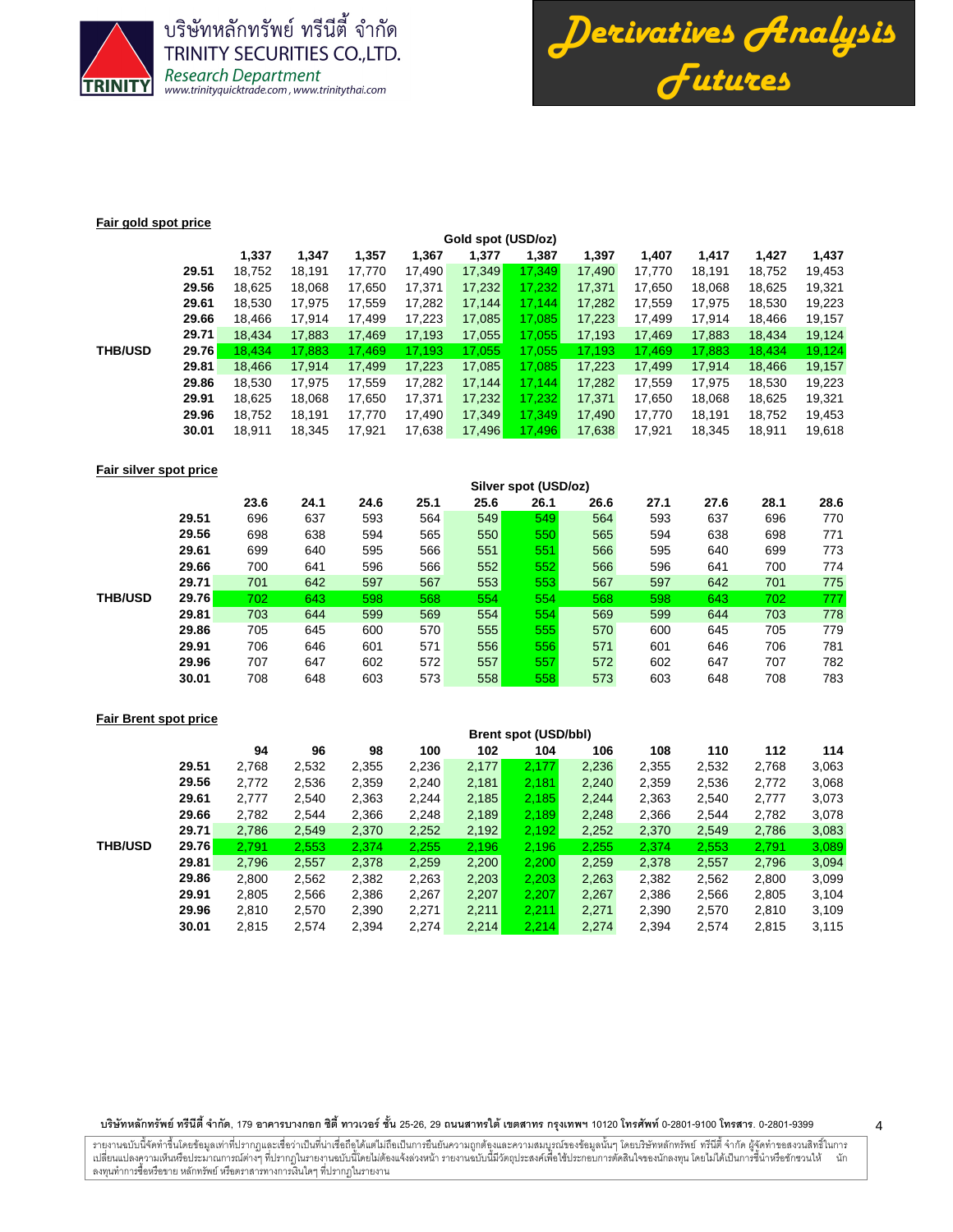Fair gold spot price

| | | Gold spot (USD/oz) | | | | | | | | | | |
|---|---|---|---|---|---|---|---|---|---|---|---|---|
| | | 1,337 | 1,347 | 1,357 | 1,367 | 1,377 | 1,387 | 1,397 | 1,407 | 1,417 | 1,427 | 1,437 |
| | 29.51 | 18,752 | 18,191 | 17,770 | 17,490 | 17,349 | 17,349 | 17,490 | 17,770 | 18,191 | 18,752 | 19,453 |
| | 29.56 | 18,625 | 18,068 | 17,650 | 17,371 | 17,232 | 17,232 | 17,371 | 17,650 | 18,068 | 18,625 | 19,321 |
| | 29.61 | 18,530 | 17,975 | 17,559 | 17,282 | 17,144 | 17,144 | 17,282 | 17,559 | 17,975 | 18,530 | 19,223 |
| | 29.66 | 18,466 | 17,914 | 17,499 | 17,223 | 17,085 | 17,085 | 17,223 | 17,499 | 17,914 | 18,466 | 19,157 |
| | 29.71 | 18,434 | 17,883 | 17,469 | 17,193 | 17,055 | 17,055 | 17,193 | 17,469 | 17,883 | 18,434 | 19,124 |
| THB/USD | 29.76 | 18,434 | 17,883 | 17,469 | 17,193 | 17,055 | 17,055 | 17,193 | 17,469 | 17,883 | 18,434 | 19,124 |
| | 29.81 | 18,466 | 17,914 | 17,499 | 17,223 | 17,085 | 17,085 | 17,223 | 17,499 | 17,914 | 18,466 | 19,157 |
| | 29.86 | 18,530 | 17,975 | 17,559 | 17,282 | 17,144 | 17,144 | 17,282 | 17,559 | 17,975 | 18,530 | 19,223 |
| | 29.91 | 18,625 | 18,068 | 17,650 | 17,371 | 17,232 | 17,232 | 17,371 | 17,650 | 18,068 | 18,625 | 19,321 |
| | 29.96 | 18,752 | 18,191 | 17,770 | 17,490 | 17,349 | 17,349 | 17,490 | 17,770 | 18,191 | 18,752 | 19,453 |
| | 30.01 | 18,911 | 18,345 | 17,921 | 17,638 | 17,496 | 17,496 | 17,638 | 17,921 | 18,345 | 18,911 | 19,618 |

Fair silver spot price

| | | Silver spot (USD/oz) | | | | | | | | | | |
|---|---|---|---|---|---|---|---|---|---|---|---|---|
| | | 23.6 | 24.1 | 24.6 | 25.1 | 25.6 | 26.1 | 26.6 | 27.1 | 27.6 | 28.1 | 28.6 |
| | 29.51 | 696 | 637 | 593 | 564 | 549 | 549 | 564 | 593 | 637 | 696 | 770 |
| | 29.56 | 698 | 638 | 594 | 565 | 550 | 550 | 565 | 594 | 638 | 698 | 771 |
| | 29.61 | 699 | 640 | 595 | 566 | 551 | 551 | 566 | 595 | 640 | 699 | 773 |
| | 29.66 | 700 | 641 | 596 | 566 | 552 | 552 | 566 | 596 | 641 | 700 | 774 |
| | 29.71 | 701 | 642 | 597 | 567 | 553 | 553 | 567 | 597 | 642 | 701 | 775 |
| THB/USD | 29.76 | 702 | 643 | 598 | 568 | 554 | 554 | 568 | 598 | 643 | 702 | 777 |
| | 29.81 | 703 | 644 | 599 | 569 | 554 | 554 | 569 | 599 | 644 | 703 | 778 |
| | 29.86 | 705 | 645 | 600 | 570 | 555 | 555 | 570 | 600 | 645 | 705 | 779 |
| | 29.91 | 706 | 646 | 601 | 571 | 556 | 556 | 571 | 601 | 646 | 706 | 781 |
| | 29.96 | 707 | 647 | 602 | 572 | 557 | 557 | 572 | 602 | 647 | 707 | 782 |
| | 30.01 | 708 | 648 | 603 | 573 | 558 | 558 | 573 | 603 | 648 | 708 | 783 |

Fair Brent spot price

| | | Brent spot (USD/bbl) | | | | | | | | | | |
|---|---|---|---|---|---|---|---|---|---|---|---|---|
| | | 94 | 96 | 98 | 100 | 102 | 104 | 106 | 108 | 110 | 112 | 114 |
| | 29.51 | 2,768 | 2,532 | 2,355 | 2,236 | 2,177 | 2,177 | 2,236 | 2,355 | 2,532 | 2,768 | 3,063 |
| | 29.56 | 2,772 | 2,536 | 2,359 | 2,240 | 2,181 | 2,181 | 2,240 | 2,359 | 2,536 | 2,772 | 3,068 |
| | 29.61 | 2,777 | 2,540 | 2,363 | 2,244 | 2,185 | 2,185 | 2,244 | 2,363 | 2,540 | 2,777 | 3,073 |
| | 29.66 | 2,782 | 2,544 | 2,366 | 2,248 | 2,189 | 2,189 | 2,248 | 2,366 | 2,544 | 2,782 | 3,078 |
| | 29.71 | 2,786 | 2,549 | 2,370 | 2,252 | 2,192 | 2,192 | 2,252 | 2,370 | 2,549 | 2,786 | 3,083 |
| THB/USD | 29.76 | 2,791 | 2,553 | 2,374 | 2,255 | 2,196 | 2,196 | 2,255 | 2,374 | 2,553 | 2,791 | 3,089 |
| | 29.81 | 2,796 | 2,557 | 2,378 | 2,259 | 2,200 | 2,200 | 2,259 | 2,378 | 2,557 | 2,796 | 3,094 |
| | 29.86 | 2,800 | 2,562 | 2,382 | 2,263 | 2,203 | 2,203 | 2,263 | 2,382 | 2,562 | 2,800 | 3,099 |
| | 29.91 | 2,805 | 2,566 | 2,386 | 2,267 | 2,207 | 2,207 | 2,267 | 2,386 | 2,566 | 2,805 | 3,104 |
| | 29.96 | 2,810 | 2,570 | 2,390 | 2,271 | 2,211 | 2,211 | 2,271 | 2,390 | 2,570 | 2,810 | 3,109 |
| | 30.01 | 2,815 | 2,574 | 2,394 | 2,274 | 2,214 | 2,214 | 2,274 | 2,394 | 2,574 | 2,815 | 3,115 |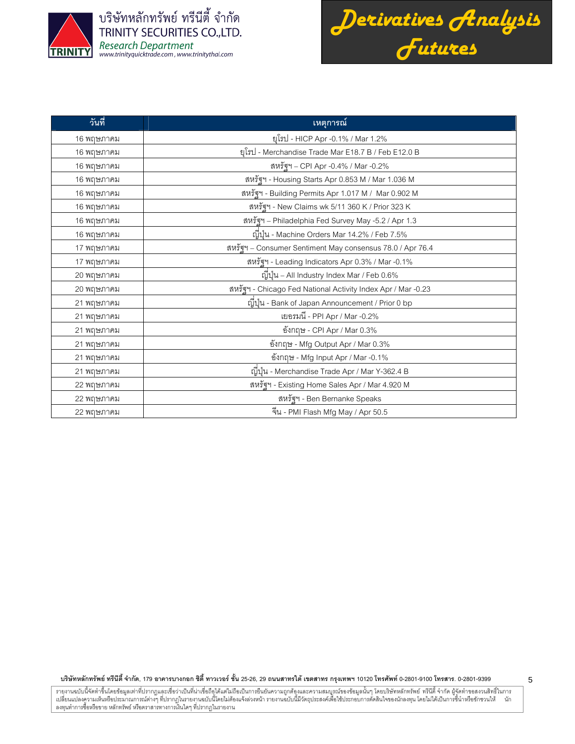| วันที่ | เหตุการณ์ |
|---|---|
| 16 พฤษภาคม | ยุโรป - HICP Apr -0.1% / Mar 1.2% |
| 16 พฤษภาคม | ยุโรป - Merchandise Trade Mar E18.7 B / Feb E12.0 B |
| 16 พฤษภาคม | สหรัฐฯ – CPI Apr -0.4% / Mar -0.2% |
| 16 พฤษภาคม | สหรัฐฯ - Housing Starts Apr 0.853 M / Mar 1.036 M |
| 16 พฤษภาคม | สหรัฐฯ - Building Permits Apr 1.017 M / Mar 0.902 M |
| 16 พฤษภาคม | สหรัฐฯ - New Claims wk 5/11 360 K / Prior 323 K |
| 16 พฤษภาคม | สหรัฐฯ – Philadelphia Fed Survey May -5.2 / Apr 1.3 |
| 16 พฤษภาคม | ญี่ปุ่น - Machine Orders Mar 14.2% / Feb 7.5% |
| 17 พฤษภาคม | สหรัฐฯ – Consumer Sentiment May consensus 78.0 / Apr 76.4 |
| 17 พฤษภาคม | สหรัฐฯ - Leading Indicators Apr 0.3% / Mar -0.1% |
| 20 พฤษภาคม | ญี่ปุ่น – All Industry Index Mar / Feb 0.6% |
| 20 พฤษภาคม | สหรัฐฯ - Chicago Fed National Activity Index Apr / Mar -0.23 |
| 21 พฤษภาคม | ญี่ปุ่น - Bank of Japan Announcement / Prior 0 bp |
| 21 พฤษภาคม | เยอรมนี - PPI Apr / Mar -0.2% |
| 21 พฤษภาคม | อังกฤษ - CPI Apr / Mar 0.3% |
| 21 พฤษภาคม | อังกฤษ - Mfg Output Apr / Mar 0.3% |
| 21 พฤษภาคม | อังกฤษ - Mfg Input Apr / Mar -0.1% |
| 21 พฤษภาคม | ญี่ปุ่น - Merchandise Trade Apr / Mar Y-362.4 B |
| 22 พฤษภาคม | สหรัฐฯ - Existing Home Sales Apr / Mar 4.920 M |
| 22 พฤษภาคม | สหรัฐฯ - Ben Bernanke Speaks |
| 22 พฤษภาคม | จีน - PMI Flash Mfg May / Apr 50.5 |